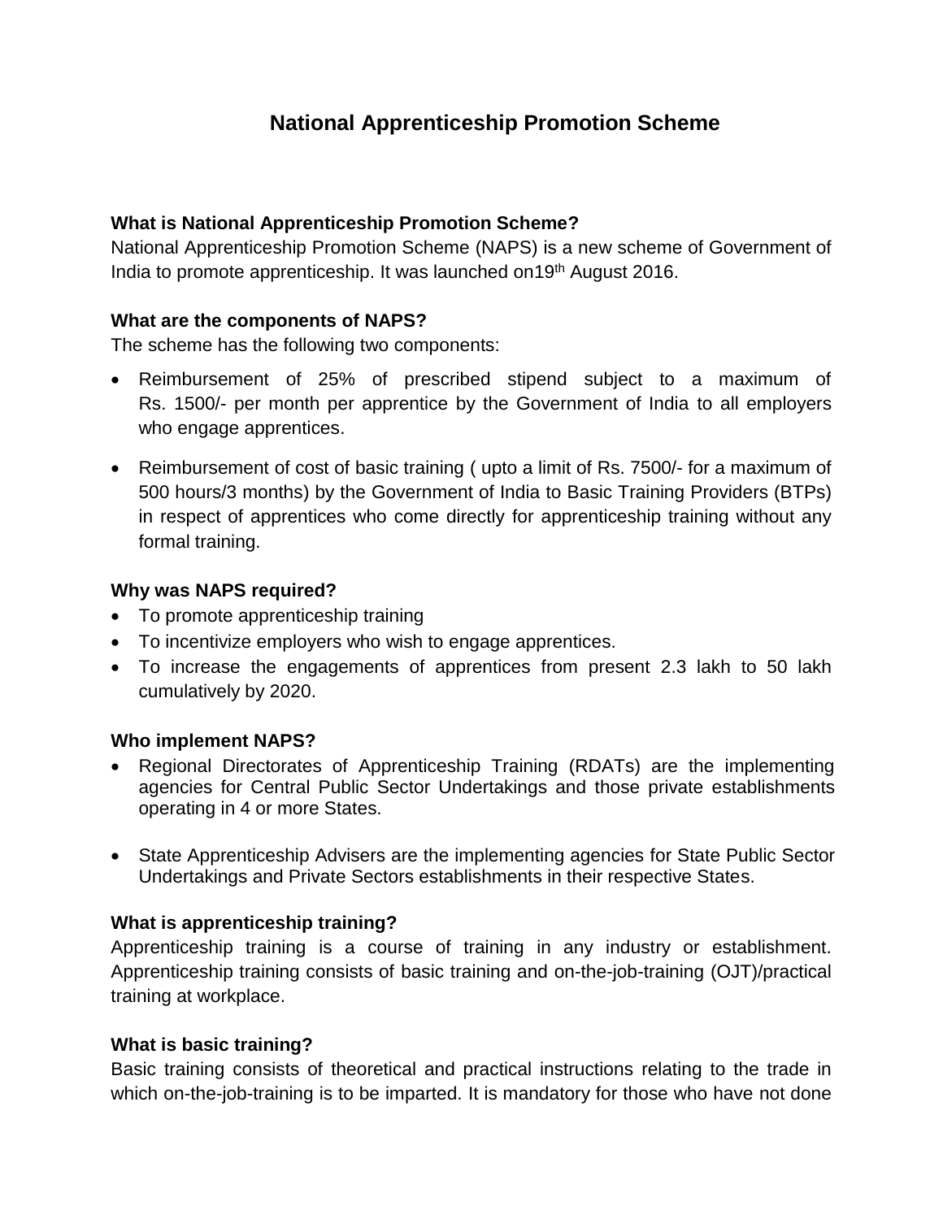# National Apprenticeship Promotion Scheme

**What is National Apprenticeship Promotion Scheme?**

National Apprenticeship Promotion Scheme (NAPS) is a new scheme of Government of India to promote apprenticeship. It was launched on19th August 2016.

**What are the components of NAPS?**

The scheme has the following two components:

- Reimbursement of 25% of prescribed stipend subject to a maximum of Rs. 1500/- per month per apprentice by the Government of India to all employers who engage apprentices.
- Reimbursement of cost of basic training ( upto a limit of Rs. 7500/- for a maximum of 500 hours/3 months) by the Government of India to Basic Training Providers (BTPs) in respect of apprentices who come directly for apprenticeship training without any formal training.

**Why was NAPS required?**

- To promote apprenticeship training
- To incentivize employers who wish to engage apprentices.
- To increase the engagements of apprentices from present 2.3 lakh to 50 lakh cumulatively by 2020.

**Who implement NAPS?**

- Regional Directorates of Apprenticeship Training (RDATs) are the implementing agencies for Central Public Sector Undertakings and those private establishments operating in 4 or more States.
- State Apprenticeship Advisers are the implementing agencies for State Public Sector Undertakings and Private Sectors establishments in their respective States.

**What is apprenticeship training?**

Apprenticeship training is a course of training in any industry or establishment. Apprenticeship training consists of basic training and on-the-job-training (OJT)/practical training at workplace.

**What is basic training?**

Basic training consists of theoretical and practical instructions relating to the trade in which on-the-job-training is to be imparted. It is mandatory for those who have not done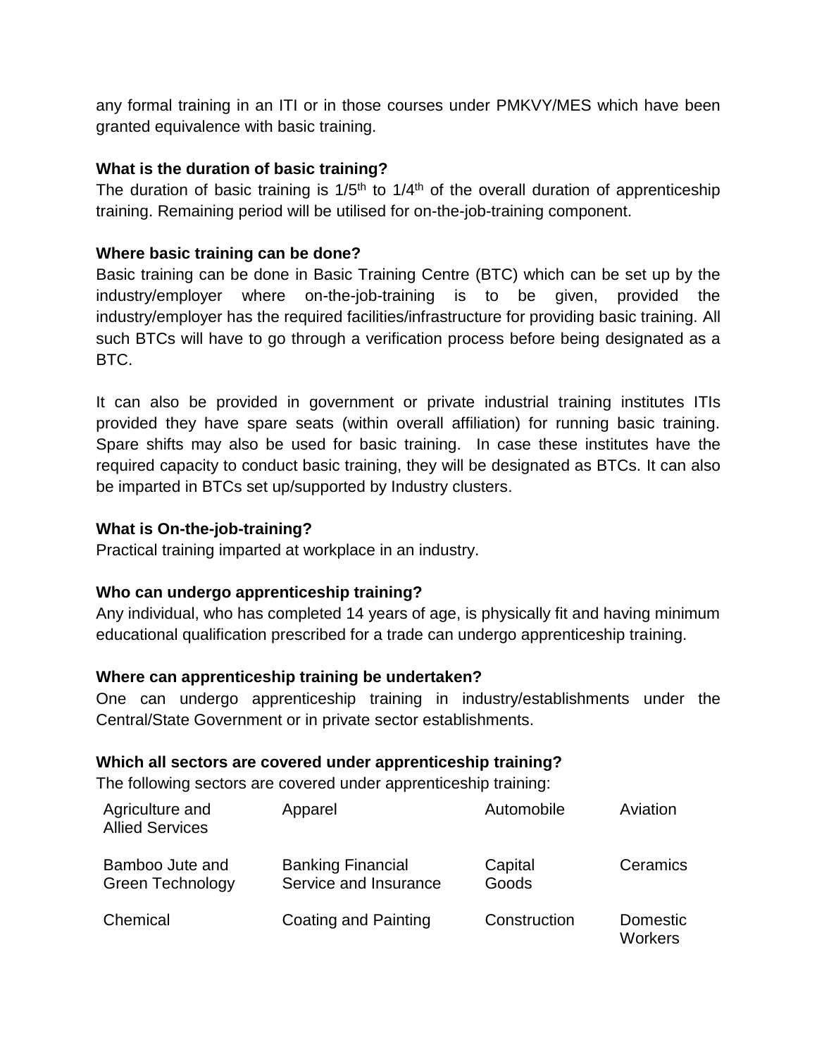any formal training in an ITI or in those courses under PMKVY/MES which have been granted equivalence with basic training.

**What is the duration of basic training?**

The duration of basic training is 1/5th to 1/4th of the overall duration of apprenticeship training. Remaining period will be utilised for on-the-job-training component.

**Where basic training can be done?**

Basic training can be done in Basic Training Centre (BTC) which can be set up by the industry/employer where on-the-job-training is to be given, provided the industry/employer has the required facilities/infrastructure for providing basic training. All such BTCs will have to go through a verification process before being designated as a BTC.

It can also be provided in government or private industrial training institutes ITIs provided they have spare seats (within overall affiliation) for running basic training. Spare shifts may also be used for basic training. In case these institutes have the required capacity to conduct basic training, they will be designated as BTCs. It can also be imparted in BTCs set up/supported by Industry clusters.

**What is On-the-job-training?**

Practical training imparted at workplace in an industry.

**Who can undergo apprenticeship training?**

Any individual, who has completed 14 years of age, is physically fit and having minimum educational qualification prescribed for a trade can undergo apprenticeship training.

**Where can apprenticeship training be undertaken?**

One can undergo apprenticeship training in industry/establishments under the Central/State Government or in private sector establishments.

**Which all sectors are covered under apprenticeship training?**

The following sectors are covered under apprenticeship training:

| | | | |
|---|---|---|---|
| Agriculture and Allied Services | Apparel | Automobile | Aviation |
| Bamboo Jute and Green Technology | Banking Financial Service and Insurance | Capital Goods | Ceramics |
| Chemical | Coating and Painting | Construction | Domestic Workers |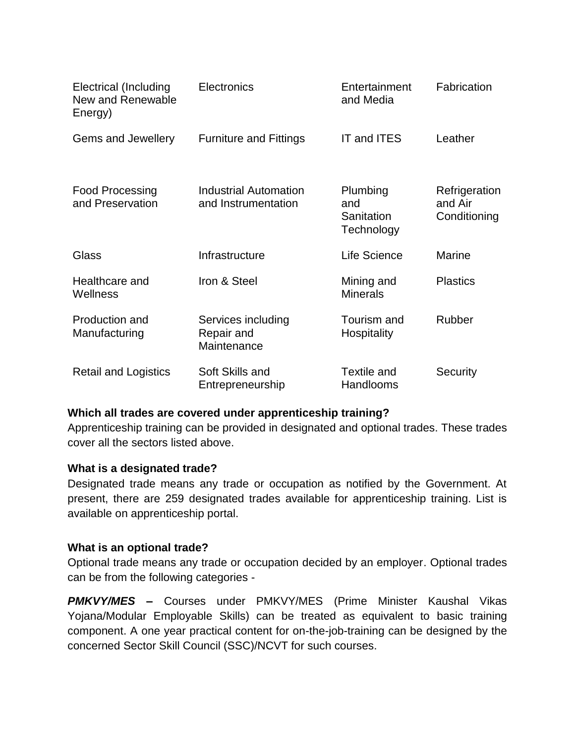| | | | |
|---|---|---|---|
| Electrical (Including New and Renewable Energy) | Electronics | Entertainment and Media | Fabrication |
| Gems and Jewellery | Furniture and Fittings | IT and ITES | Leather |
| Food Processing and Preservation | Industrial Automation and Instrumentation | Plumbing and Sanitation Technology | Refrigeration and Air Conditioning |
| Glass | Infrastructure | Life Science | Marine |
| Healthcare and Wellness | Iron & Steel | Mining and Minerals | Plastics |
| Production and Manufacturing | Services including Repair and Maintenance | Tourism and Hospitality | Rubber |
| Retail and Logistics | Soft Skills and Entrepreneurship | Textile and Handlooms | Security |

**Which all trades are covered under apprenticeship training?**

Apprenticeship training can be provided in designated and optional trades. These trades cover all the sectors listed above.

**What is a designated trade?**

Designated trade means any trade or occupation as notified by the Government. At present, there are 259 designated trades available for apprenticeship training. List is available on apprenticeship portal.

**What is an optional trade?**

Optional trade means any trade or occupation decided by an employer. Optional trades can be from the following categories -

***PMKVY/MES* –** Courses under PMKVY/MES (Prime Minister Kaushal Vikas Yojana/Modular Employable Skills) can be treated as equivalent to basic training component. A one year practical content for on-the-job-training can be designed by the concerned Sector Skill Council (SSC)/NCVT for such courses.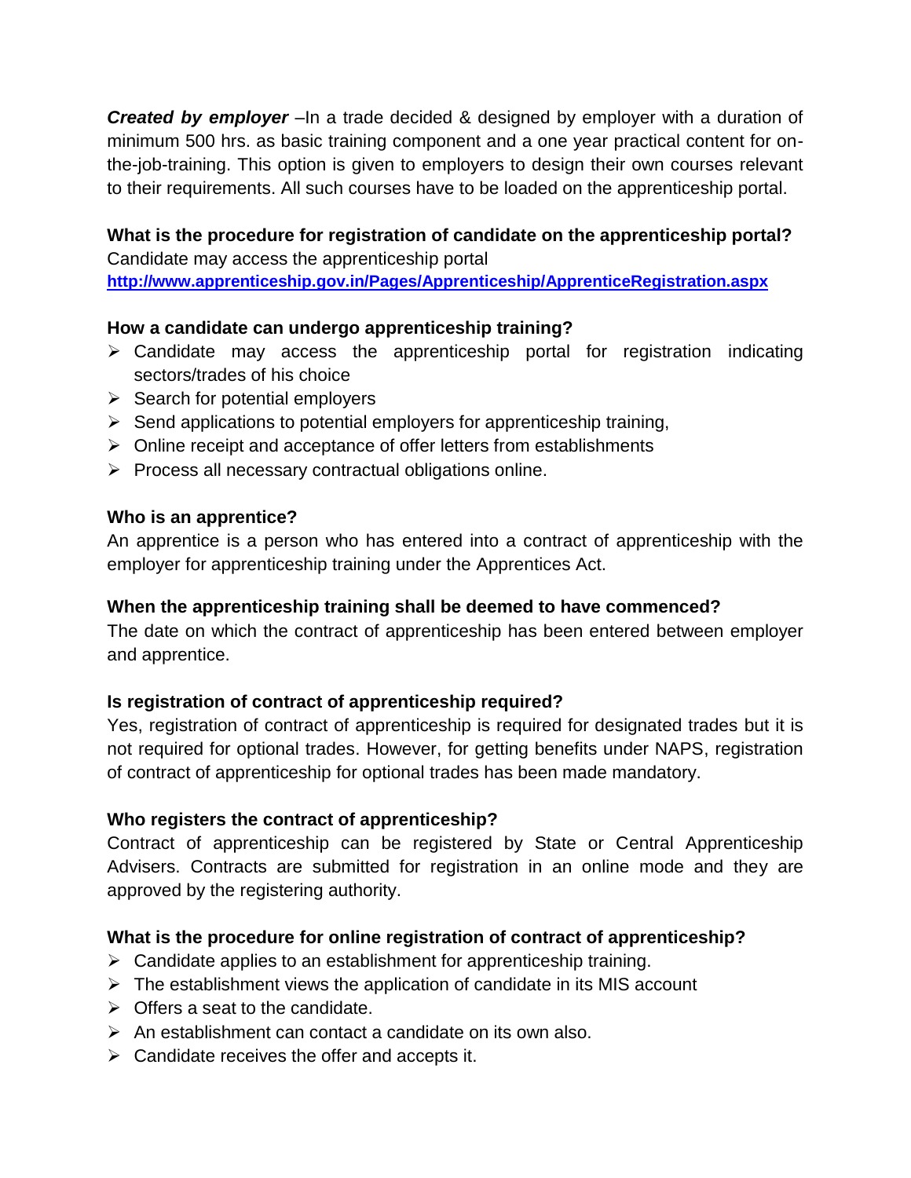***Created by employer*** –In a trade decided & designed by employer with a duration of minimum 500 hrs. as basic training component and a one year practical content for on-the-job-training. This option is given to employers to design their own courses relevant to their requirements. All such courses have to be loaded on the apprenticeship portal.

**What is the procedure for registration of candidate on the apprenticeship portal?**

Candidate may access the apprenticeship portal

**http://www.apprenticeship.gov.in/Pages/Apprenticeship/ApprenticeRegistration.aspx**

**How a candidate can undergo apprenticeship training?**

- Candidate may access the apprenticeship portal for registration indicating sectors/trades of his choice
- Search for potential employers
- Send applications to potential employers for apprenticeship training,
- Online receipt and acceptance of offer letters from establishments
- Process all necessary contractual obligations online.

**Who is an apprentice?**

An apprentice is a person who has entered into a contract of apprenticeship with the employer for apprenticeship training under the Apprentices Act.

**When the apprenticeship training shall be deemed to have commenced?**

The date on which the contract of apprenticeship has been entered between employer and apprentice.

**Is registration of contract of apprenticeship required?**

Yes, registration of contract of apprenticeship is required for designated trades but it is not required for optional trades. However, for getting benefits under NAPS, registration of contract of apprenticeship for optional trades has been made mandatory.

**Who registers the contract of apprenticeship?**

Contract of apprenticeship can be registered by State or Central Apprenticeship Advisers. Contracts are submitted for registration in an online mode and they are approved by the registering authority.

**What is the procedure for online registration of contract of apprenticeship?**

- Candidate applies to an establishment for apprenticeship training.
- The establishment views the application of candidate in its MIS account
- Offers a seat to the candidate.
- An establishment can contact a candidate on its own also.
- Candidate receives the offer and accepts it.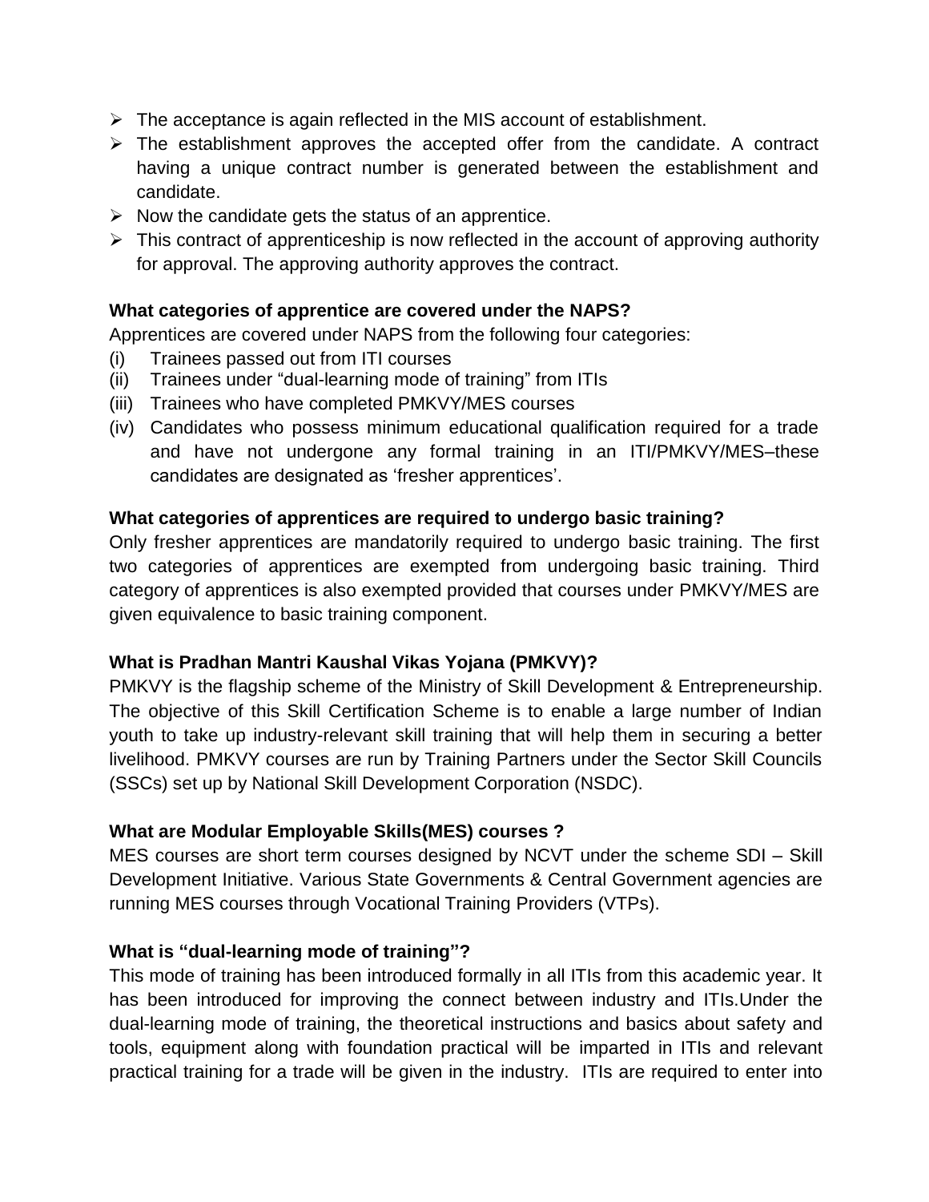- The acceptance is again reflected in the MIS account of establishment.
- The establishment approves the accepted offer from the candidate. A contract having a unique contract number is generated between the establishment and candidate.
- Now the candidate gets the status of an apprentice.
- This contract of apprenticeship is now reflected in the account of approving authority for approval. The approving authority approves the contract.

**What categories of apprentice are covered under the NAPS?**

Apprentices are covered under NAPS from the following four categories:

(i) Trainees passed out from ITI courses
(ii) Trainees under "dual-learning mode of training" from ITIs
(iii) Trainees who have completed PMKVY/MES courses
(iv) Candidates who possess minimum educational qualification required for a trade and have not undergone any formal training in an ITI/PMKVY/MES–these candidates are designated as 'fresher apprentices'.

**What categories of apprentices are required to undergo basic training?**

Only fresher apprentices are mandatorily required to undergo basic training. The first two categories of apprentices are exempted from undergoing basic training. Third category of apprentices is also exempted provided that courses under PMKVY/MES are given equivalence to basic training component.

**What is Pradhan Mantri Kaushal Vikas Yojana (PMKVY)?**

PMKVY is the flagship scheme of the Ministry of Skill Development & Entrepreneurship. The objective of this Skill Certification Scheme is to enable a large number of Indian youth to take up industry-relevant skill training that will help them in securing a better livelihood. PMKVY courses are run by Training Partners under the Sector Skill Councils (SSCs) set up by National Skill Development Corporation (NSDC).

**What are Modular Employable Skills(MES) courses ?**

MES courses are short term courses designed by NCVT under the scheme SDI – Skill Development Initiative. Various State Governments & Central Government agencies are running MES courses through Vocational Training Providers (VTPs).

**What is "dual-learning mode of training"?**

This mode of training has been introduced formally in all ITIs from this academic year. It has been introduced for improving the connect between industry and ITIs.Under the dual-learning mode of training, the theoretical instructions and basics about safety and tools, equipment along with foundation practical will be imparted in ITIs and relevant practical training for a trade will be given in the industry. ITIs are required to enter into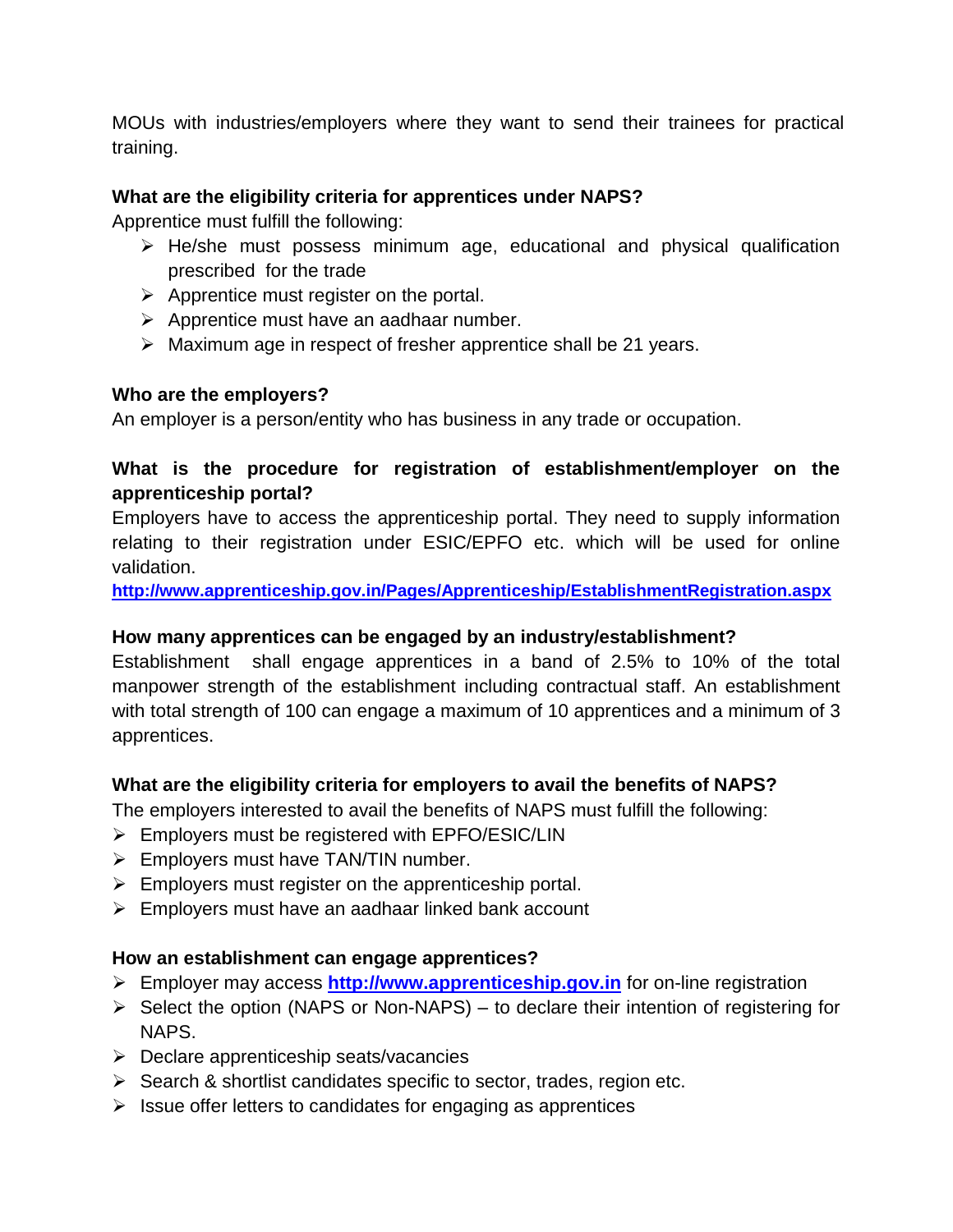MOUs with industries/employers where they want to send their trainees for practical training.

**What are the eligibility criteria for apprentices under NAPS?**

Apprentice must fulfill the following:

- He/she must possess minimum age, educational and physical qualification prescribed for the trade
- Apprentice must register on the portal.
- Apprentice must have an aadhaar number.
- Maximum age in respect of fresher apprentice shall be 21 years.

**Who are the employers?**

An employer is a person/entity who has business in any trade or occupation.

**What is the procedure for registration of establishment/employer on the apprenticeship portal?**

Employers have to access the apprenticeship portal. They need to supply information relating to their registration under ESIC/EPFO etc. which will be used for online validation.

**http://www.apprenticeship.gov.in/Pages/Apprenticeship/EstablishmentRegistration.aspx**

**How many apprentices can be engaged by an industry/establishment?**

Establishment shall engage apprentices in a band of 2.5% to 10% of the total manpower strength of the establishment including contractual staff. An establishment with total strength of 100 can engage a maximum of 10 apprentices and a minimum of 3 apprentices.

**What are the eligibility criteria for employers to avail the benefits of NAPS?**

The employers interested to avail the benefits of NAPS must fulfill the following:

- Employers must be registered with EPFO/ESIC/LIN
- Employers must have TAN/TIN number.
- Employers must register on the apprenticeship portal.
- Employers must have an aadhaar linked bank account

**How an establishment can engage apprentices?**

- Employer may access **http://www.apprenticeship.gov.in** for on-line registration
- Select the option (NAPS or Non-NAPS) – to declare their intention of registering for NAPS.
- Declare apprenticeship seats/vacancies
- Search & shortlist candidates specific to sector, trades, region etc.
- Issue offer letters to candidates for engaging as apprentices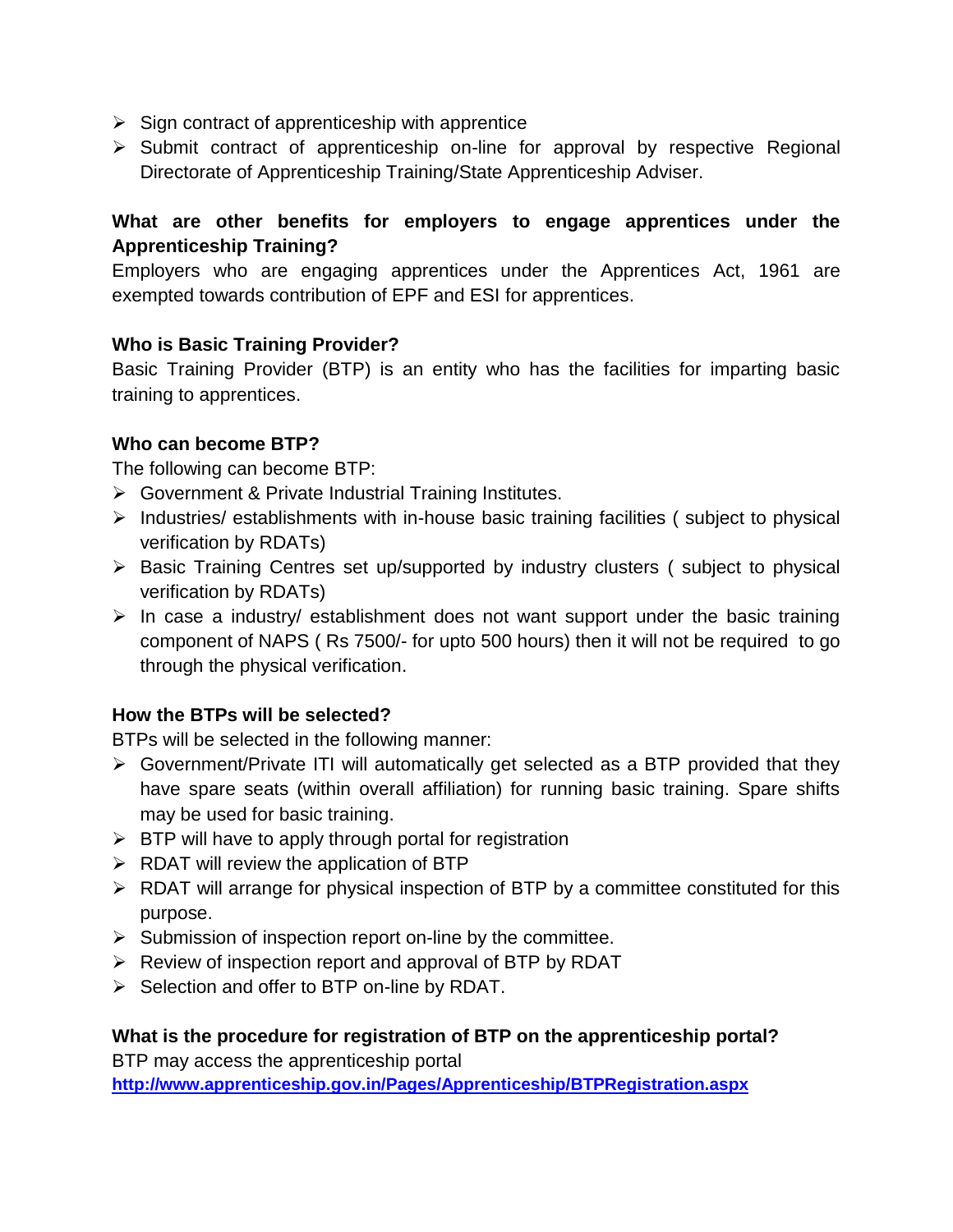- Sign contract of apprenticeship with apprentice
- Submit contract of apprenticeship on-line for approval by respective Regional Directorate of Apprenticeship Training/State Apprenticeship Adviser.

**What are other benefits for employers to engage apprentices under the Apprenticeship Training?**

Employers who are engaging apprentices under the Apprentices Act, 1961 are exempted towards contribution of EPF and ESI for apprentices.

**Who is Basic Training Provider?**

Basic Training Provider (BTP) is an entity who has the facilities for imparting basic training to apprentices.

**Who can become BTP?**

The following can become BTP:

- Government & Private Industrial Training Institutes.
- Industries/ establishments with in-house basic training facilities ( subject to physical verification by RDATs)
- Basic Training Centres set up/supported by industry clusters ( subject to physical verification by RDATs)
- In case a industry/ establishment does not want support under the basic training component of NAPS ( Rs 7500/- for upto 500 hours) then it will not be required to go through the physical verification.

**How the BTPs will be selected?**

BTPs will be selected in the following manner:

- Government/Private ITI will automatically get selected as a BTP provided that they have spare seats (within overall affiliation) for running basic training. Spare shifts may be used for basic training.
- BTP will have to apply through portal for registration
- RDAT will review the application of BTP
- RDAT will arrange for physical inspection of BTP by a committee constituted for this purpose.
- Submission of inspection report on-line by the committee.
- Review of inspection report and approval of BTP by RDAT
- Selection and offer to BTP on-line by RDAT.

**What is the procedure for registration of BTP on the apprenticeship portal?**

BTP may access the apprenticeship portal
**http://www.apprenticeship.gov.in/Pages/Apprenticeship/BTPRegistration.aspx**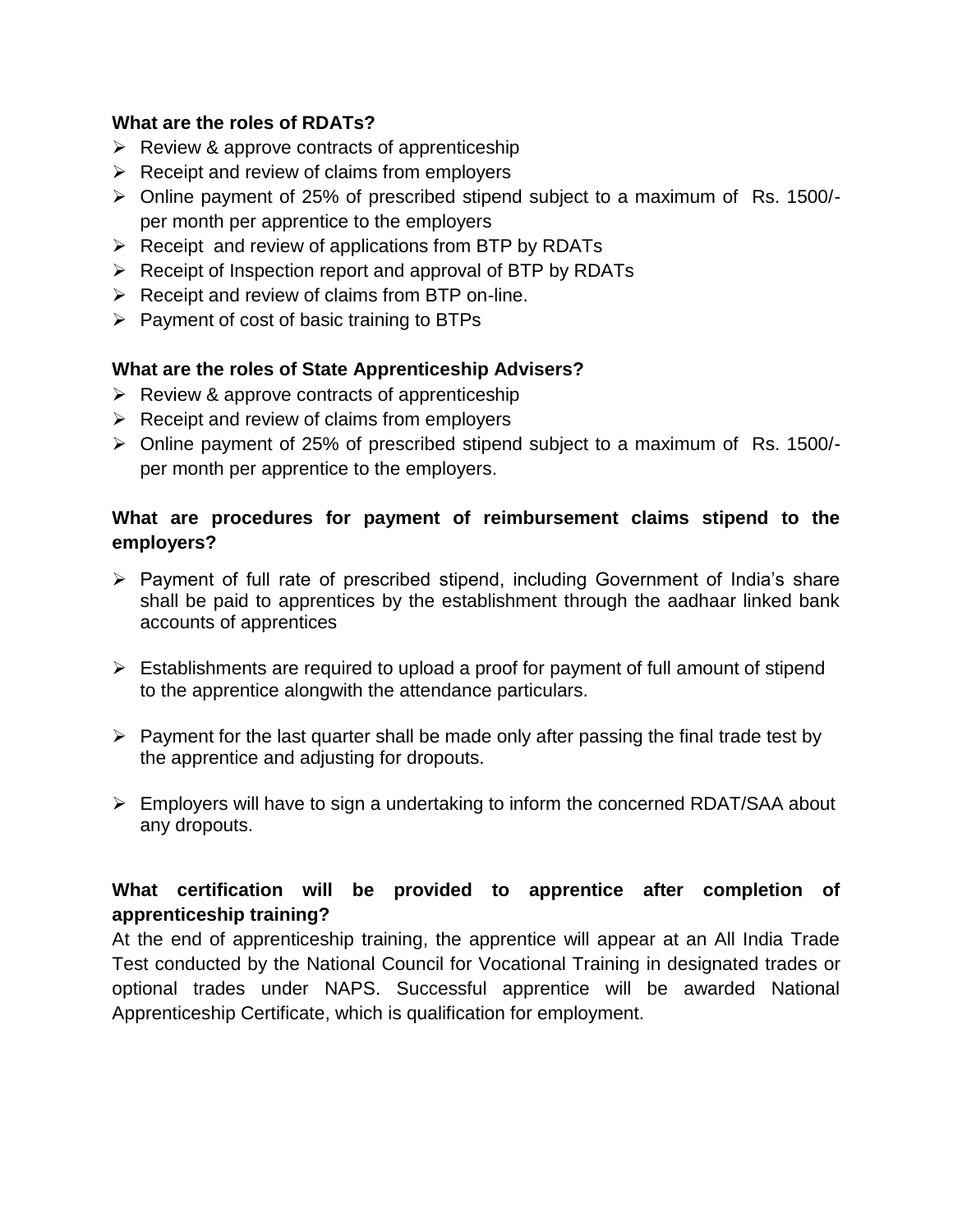**What are the roles of RDATs?**

- Review & approve contracts of apprenticeship
- Receipt and review of claims from employers
- Online payment of 25% of prescribed stipend subject to a maximum of Rs. 1500/- per month per apprentice to the employers
- Receipt and review of applications from BTP by RDATs
- Receipt of Inspection report and approval of BTP by RDATs
- Receipt and review of claims from BTP on-line.
- Payment of cost of basic training to BTPs

**What are the roles of State Apprenticeship Advisers?**

- Review & approve contracts of apprenticeship
- Receipt and review of claims from employers
- Online payment of 25% of prescribed stipend subject to a maximum of Rs. 1500/- per month per apprentice to the employers.

**What are procedures for payment of reimbursement claims stipend to the employers?**

- Payment of full rate of prescribed stipend, including Government of India's share shall be paid to apprentices by the establishment through the aadhaar linked bank accounts of apprentices

- Establishments are required to upload a proof for payment of full amount of stipend to the apprentice alongwith the attendance particulars.

- Payment for the last quarter shall be made only after passing the final trade test by the apprentice and adjusting for dropouts.

- Employers will have to sign a undertaking to inform the concerned RDAT/SAA about any dropouts.

**What certification will be provided to apprentice after completion of apprenticeship training?**

At the end of apprenticeship training, the apprentice will appear at an All India Trade Test conducted by the National Council for Vocational Training in designated trades or optional trades under NAPS. Successful apprentice will be awarded National Apprenticeship Certificate, which is qualification for employment.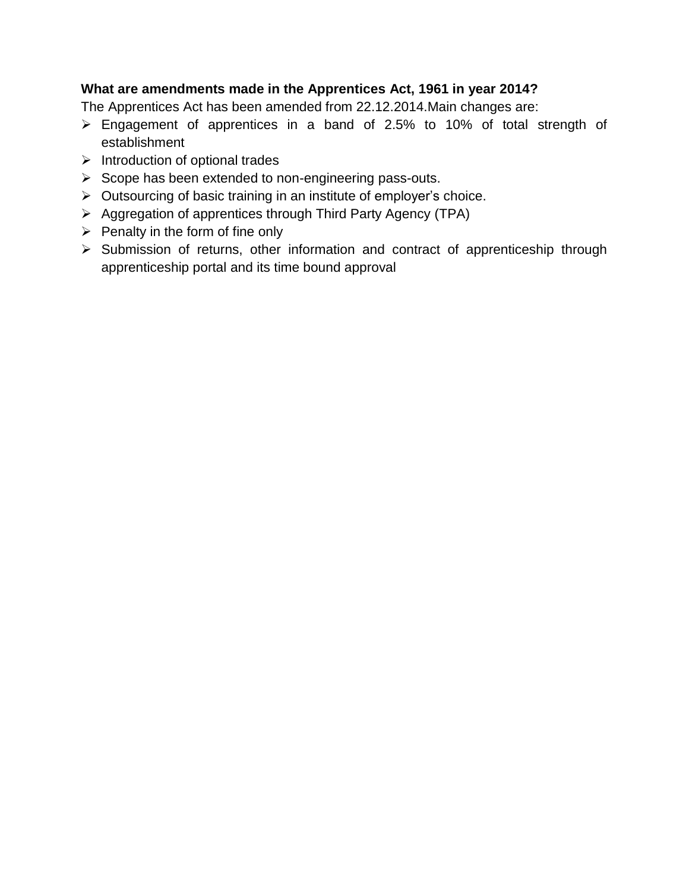**What are amendments made in the Apprentices Act, 1961 in year 2014?**

The Apprentices Act has been amended from 22.12.2014.Main changes are:

- Engagement of apprentices in a band of 2.5% to 10% of total strength of establishment
- Introduction of optional trades
- Scope has been extended to non-engineering pass-outs.
- Outsourcing of basic training in an institute of employer's choice.
- Aggregation of apprentices through Third Party Agency (TPA)
- Penalty in the form of fine only
- Submission of returns, other information and contract of apprenticeship through apprenticeship portal and its time bound approval